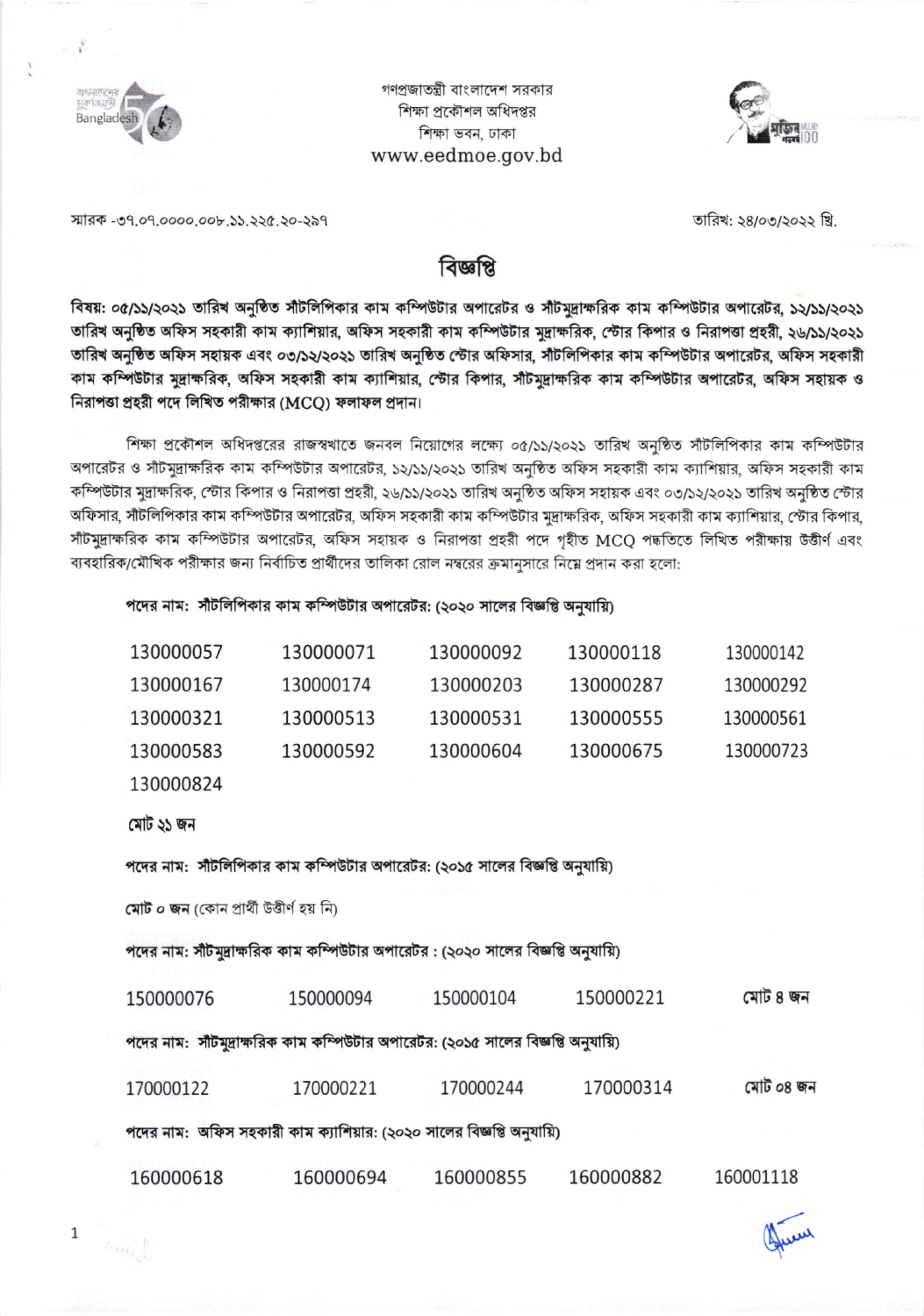গণপ্রজাতন্ত্রী বাংলাদেশ সরকার
শিক্ষা প্রকৌশল অধিদপ্তর
শিক্ষা ভবন, ঢাকা
www.eedmoe.gov.bd

স্মারক -৩৭.০৭.০০০০.০০৮.১১.২২৫.২০-২৯৭

তারিখ: ২৪/০৩/২০২২ খ্রি.

# বিজ্ঞপ্তি

**বিষয়: ০৫/১১/২০২১ তারিখ অনুষ্ঠিত সাঁটলিপিকার কাম কম্পিউটার অপারেটর ও সাঁটমুদ্রাক্ষরিক কাম কম্পিউটার অপারেটর, ১২/১১/২০২১ তারিখ অনুষ্ঠিত অফিস সহকারী কাম ক্যাশিয়ার, অফিস সহকারী কাম কম্পিউটার মুদ্রাক্ষরিক, স্টোর কিপার ও নিরাপত্তা প্রহরী, ২৬/১১/২০২১ তারিখ অনুষ্ঠিত অফিস সহায়ক এবং ০৩/১২/২০২১ তারিখ অনুষ্ঠিত স্টোর অফিসার, সাঁটলিপিকার কাম কম্পিউটার অপারেটর, অফিস সহকারী কাম কম্পিউটার মুদ্রাক্ষরিক, অফিস সহকারী কাম ক্যাশিয়ার, স্টোর কিপার, সাঁটমুদ্রাক্ষরিক কাম কম্পিউটার অপারেটর, অফিস সহায়ক ও নিরাপত্তা প্রহরী পদে লিখিত পরীক্ষার (MCQ) ফলাফল প্রদান।**

শিক্ষা প্রকৌশল অধিদপ্তরের রাজস্বখাতে জনবল নিয়োগের লক্ষ্যে ০৫/১১/২০২১ তারিখ অনুষ্ঠিত সাঁটলিপিকার কাম কম্পিউটার অপারেটর ও সাঁটমুদ্রাক্ষরিক কাম কম্পিউটার অপারেটর, ১২/১১/২০২১ তারিখ অনুষ্ঠিত অফিস সহকারী কাম ক্যাশিয়ার, অফিস সহকারী কাম কম্পিউটার মুদ্রাক্ষরিক, স্টোর কিপার ও নিরাপত্তা প্রহরী, ২৬/১১/২০২১ তারিখ অনুষ্ঠিত অফিস সহায়ক এবং ০৩/১২/২০২১ তারিখ অনুষ্ঠিত স্টোর অফিসার, সাঁটলিপিকার কাম কম্পিউটার অপারেটর, অফিস সহকারী কাম কম্পিউটার মুদ্রাক্ষরিক, অফিস সহকারী কাম ক্যাশিয়ার, স্টোর কিপার, সাঁটমুদ্রাক্ষরিক কাম কম্পিউটার অপারেটর, অফিস সহায়ক ও নিরাপত্তা প্রহরী পদে গৃহীত MCQ পদ্ধতিতে লিখিত পরীক্ষায় উত্তীর্ণ এবং ব্যবহারিক/মৌখিক পরীক্ষার জন্য নির্বাচিত প্রার্থীদের তালিকা রোল নম্বরের ক্রমানুসারে নিম্নে প্রদান করা হলো:

**পদের নাম: সাঁটলিপিকার কাম কম্পিউটার অপারেটর: (২০২০ সালের বিজ্ঞপ্তি অনুযায়ি)**

| | | | | |
|---|---|---|---|---|
| 130000057 | 130000071 | 130000092 | 130000118 | 130000142 |
| 130000167 | 130000174 | 130000203 | 130000287 | 130000292 |
| 130000321 | 130000513 | 130000531 | 130000555 | 130000561 |
| 130000583 | 130000592 | 130000604 | 130000675 | 130000723 |
| 130000824 | | | | |

**মোট ২১ জন**

**পদের নাম: সাঁটলিপিকার কাম কম্পিউটার অপারেটর: (২০১৫ সালের বিজ্ঞপ্তি অনুযায়ি)**

**মোট ০ জন** (কোন প্রার্থী উত্তীর্ণ হয় নি)

**পদের নাম: সাঁটমুদ্রাক্ষরিক কাম কম্পিউটার অপারেটর : (২০২০ সালের বিজ্ঞপ্তি অনুযায়ি)**

| | | | | |
|---|---|---|---|---|
| 150000076 | 150000094 | 150000104 | 150000221 | **মোট ৪ জন** |

**পদের নাম: সাঁটমুদ্রাক্ষরিক কাম কম্পিউটার অপারেটর: (২০১৫ সালের বিজ্ঞপ্তি অনুযায়ি)**

| | | | | |
|---|---|---|---|---|
| 170000122 | 170000221 | 170000244 | 170000314 | **মোট ০৪ জন** |

**পদের নাম: অফিস সহকারী কাম ক্যাশিয়ার: (২০২০ সালের বিজ্ঞপ্তি অনুযায়ি)**

| | | | | |
|---|---|---|---|---|
| 160000618 | 160000694 | 160000855 | 160000882 | 160001118 |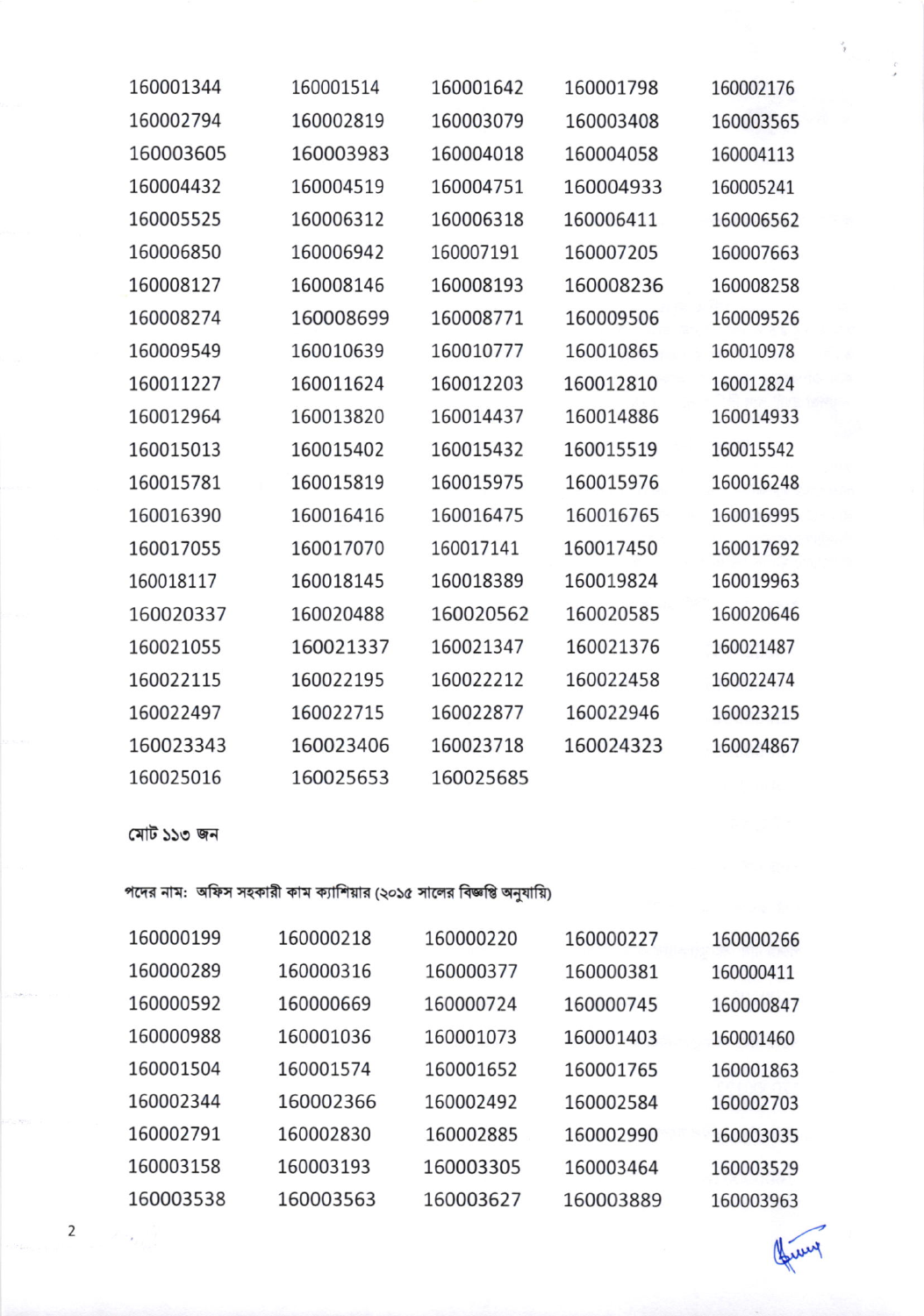| | | | | |
|---|---|---|---|---|
| 160001344 | 160001514 | 160001642 | 160001798 | 160002176 |
| 160002794 | 160002819 | 160003079 | 160003408 | 160003565 |
| 160003605 | 160003983 | 160004018 | 160004058 | 160004113 |
| 160004432 | 160004519 | 160004751 | 160004933 | 160005241 |
| 160005525 | 160006312 | 160006318 | 160006411 | 160006562 |
| 160006850 | 160006942 | 160007191 | 160007205 | 160007663 |
| 160008127 | 160008146 | 160008193 | 160008236 | 160008258 |
| 160008274 | 160008699 | 160008771 | 160009506 | 160009526 |
| 160009549 | 160010639 | 160010777 | 160010865 | 160010978 |
| 160011227 | 160011624 | 160012203 | 160012810 | 160012824 |
| 160012964 | 160013820 | 160014437 | 160014886 | 160014933 |
| 160015013 | 160015402 | 160015432 | 160015519 | 160015542 |
| 160015781 | 160015819 | 160015975 | 160015976 | 160016248 |
| 160016390 | 160016416 | 160016475 | 160016765 | 160016995 |
| 160017055 | 160017070 | 160017141 | 160017450 | 160017692 |
| 160018117 | 160018145 | 160018389 | 160019824 | 160019963 |
| 160020337 | 160020488 | 160020562 | 160020585 | 160020646 |
| 160021055 | 160021337 | 160021347 | 160021376 | 160021487 |
| 160022115 | 160022195 | 160022212 | 160022458 | 160022474 |
| 160022497 | 160022715 | 160022877 | 160022946 | 160023215 |
| 160023343 | 160023406 | 160023718 | 160024323 | 160024867 |
| 160025016 | 160025653 | 160025685 | | |

মোট ১১৩ জন

পদের নাম: অফিস সহকারী কাম ক্যাশিয়ার (২০১৫ সালের বিজ্ঞপ্তি অনুযায়ি)

| | | | | |
|---|---|---|---|---|
| 160000199 | 160000218 | 160000220 | 160000227 | 160000266 |
| 160000289 | 160000316 | 160000377 | 160000381 | 160000411 |
| 160000592 | 160000669 | 160000724 | 160000745 | 160000847 |
| 160000988 | 160001036 | 160001073 | 160001403 | 160001460 |
| 160001504 | 160001574 | 160001652 | 160001765 | 160001863 |
| 160002344 | 160002366 | 160002492 | 160002584 | 160002703 |
| 160002791 | 160002830 | 160002885 | 160002990 | 160003035 |
| 160003158 | 160003193 | 160003305 | 160003464 | 160003529 |
| 160003538 | 160003563 | 160003627 | 160003889 | 160003963 |